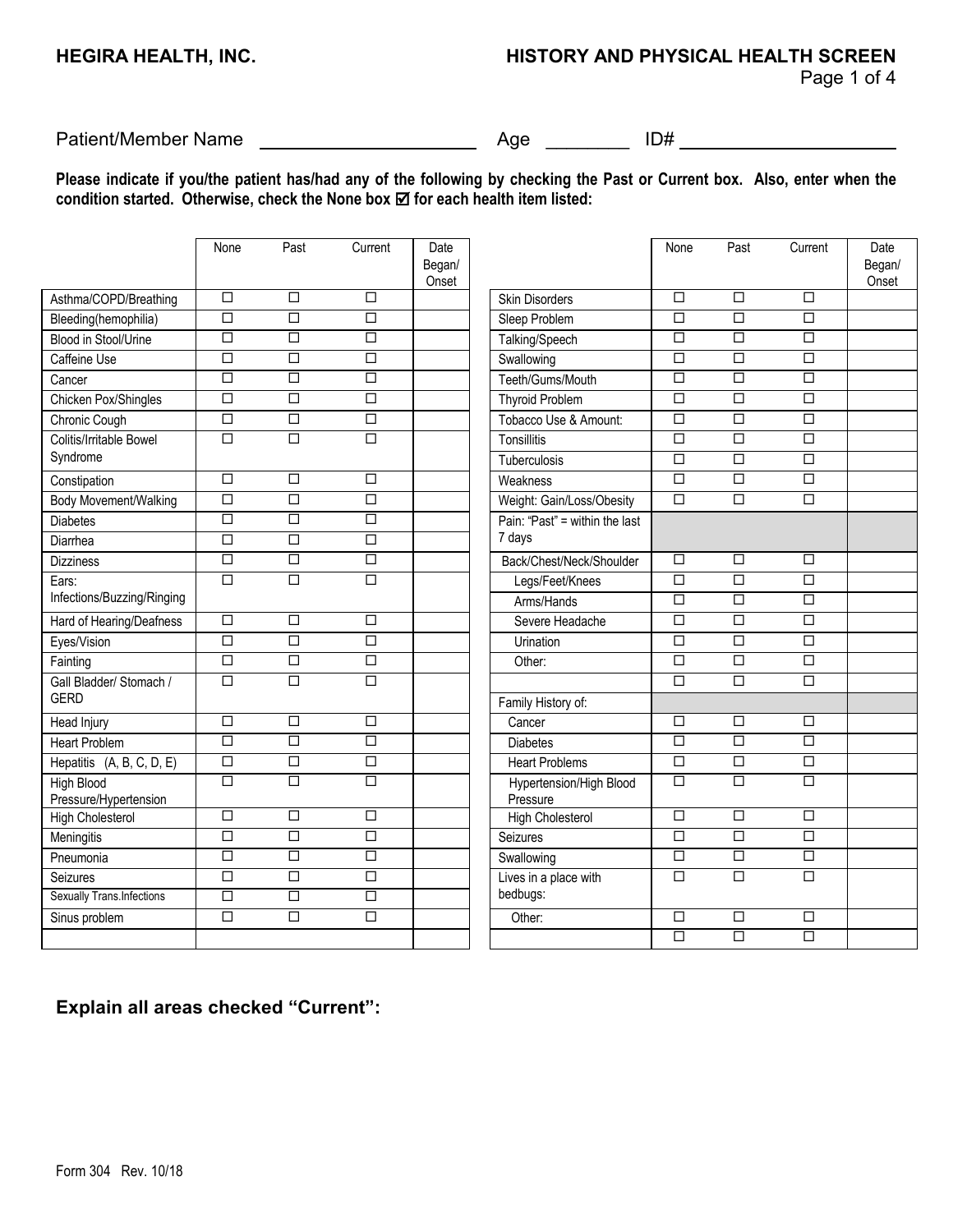**HEGIRA HEALTH, INC.**

**HISTORY AND PHYSICAL HEALTH SCREEN**

Page 1 of 4

Patient/Member Name ____________________ Age ________ ID# ____________________

**Please indicate if you/the patient has/had any of the following by checking the Past or Current box. Also, enter when the condition started. Otherwise, check the None box ☑ for each health item listed:**

| | None | Past | Current | Date Began/ Onset |
|---|---|---|---|---|
| Asthma/COPD/Breathing | ☐ | ☐ | ☐ | |
| Bleeding(hemophilia) | ☐ | ☐ | ☐ | |
| Blood in Stool/Urine | ☐ | ☐ | ☐ | |
| Caffeine Use | ☐ | ☐ | ☐ | |
| Cancer | ☐ | ☐ | ☐ | |
| Chicken Pox/Shingles | ☐ | ☐ | ☐ | |
| Chronic Cough | ☐ | ☐ | ☐ | |
| Colitis/Irritable Bowel Syndrome | ☐ | ☐ | ☐ | |
| Constipation | ☐ | ☐ | ☐ | |
| Body Movement/Walking | ☐ | ☐ | ☐ | |
| Diabetes | ☐ | ☐ | ☐ | |
| Diarrhea | ☐ | ☐ | ☐ | |
| Dizziness | ☐ | ☐ | ☐ | |
| Ears: Infections/Buzzing/Ringing | ☐ | ☐ | ☐ | |
| Hard of Hearing/Deafness | ☐ | ☐ | ☐ | |
| Eyes/Vision | ☐ | ☐ | ☐ | |
| Fainting | ☐ | ☐ | ☐ | |
| Gall Bladder/ Stomach / GERD | ☐ | ☐ | ☐ | |
| Head Injury | ☐ | ☐ | ☐ | |
| Heart Problem | ☐ | ☐ | ☐ | |
| Hepatitis (A, B, C, D, E) | ☐ | ☐ | ☐ | |
| High Blood Pressure/Hypertension | ☐ | ☐ | ☐ | |
| High Cholesterol | ☐ | ☐ | ☐ | |
| Meningitis | ☐ | ☐ | ☐ | |
| Pneumonia | ☐ | ☐ | ☐ | |
| Seizures | ☐ | ☐ | ☐ | |
| Sexually Trans.Infections | ☐ | ☐ | ☐ | |
| Sinus problem | ☐ | ☐ | ☐ | |
| | | | | |

| | None | Past | Current | Date Began/ Onset |
|---|---|---|---|---|
| Skin Disorders | ☐ | ☐ | ☐ | |
| Sleep Problem | ☐ | ☐ | ☐ | |
| Talking/Speech | ☐ | ☐ | ☐ | |
| Swallowing | ☐ | ☐ | ☐ | |
| Teeth/Gums/Mouth | ☐ | ☐ | ☐ | |
| Thyroid Problem | ☐ | ☐ | ☐ | |
| Tobacco Use & Amount: | ☐ | ☐ | ☐ | |
| Tonsillitis | ☐ | ☐ | ☐ | |
| Tuberculosis | ☐ | ☐ | ☐ | |
| Weakness | ☐ | ☐ | ☐ | |
| Weight: Gain/Loss/Obesity | ☐ | ☐ | ☐ | |
| Pain: "Past" = within the last 7 days | | | | |
| Back/Chest/Neck/Shoulder | ☐ | ☐ | ☐ | |
| Legs/Feet/Knees | ☐ | ☐ | ☐ | |
| Arms/Hands | ☐ | ☐ | ☐ | |
| Severe Headache | ☐ | ☐ | ☐ | |
| Urination | ☐ | ☐ | ☐ | |
| Other: | ☐ | ☐ | ☐ | |
| | ☐ | ☐ | ☐ | |
| Family History of: | | | | |
| Cancer | ☐ | ☐ | ☐ | |
| Diabetes | ☐ | ☐ | ☐ | |
| Heart Problems | ☐ | ☐ | ☐ | |
| Hypertension/High Blood Pressure | ☐ | ☐ | ☐ | |
| High Cholesterol | ☐ | ☐ | ☐ | |
| Seizures | ☐ | ☐ | ☐ | |
| Swallowing | ☐ | ☐ | ☐ | |
| Lives in a place with bedbugs: | ☐ | ☐ | ☐ | |
| Other: | ☐ | ☐ | ☐ | |
| | ☐ | ☐ | ☐ | |

**Explain all areas checked "Current":**

Form 304 Rev. 10/18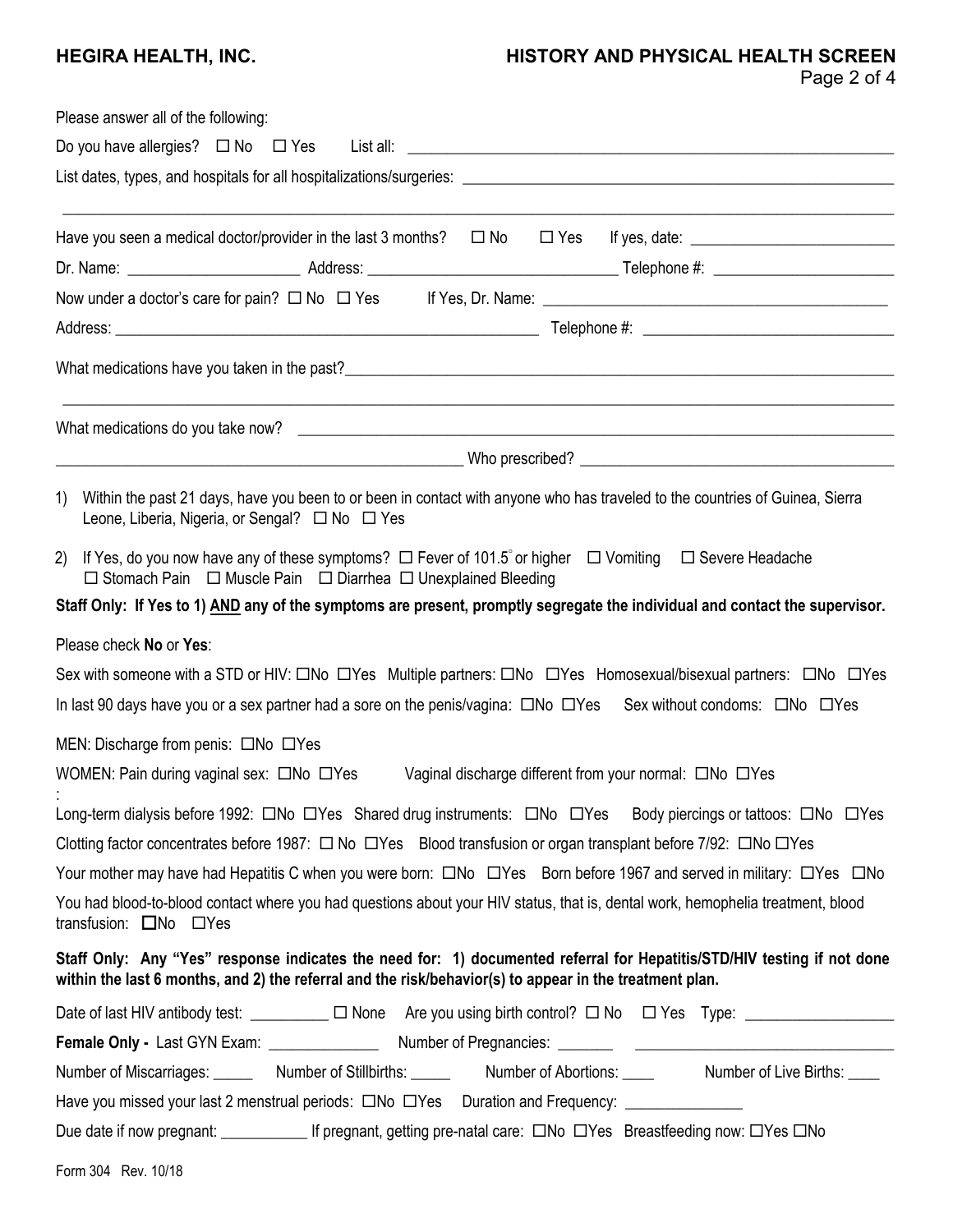Please answer all of the following:

Do you have allergies? ☐ No ☐ Yes List all: ______________________________

List dates, types, and hospitals for all hospitalizations/surgeries: ______________________________

______________________________

Have you seen a medical doctor/provider in the last 3 months? ☐ No ☐ Yes If yes, date: ______________

Dr. Name: ______________ Address: ______________ Telephone #: ______________

Now under a doctor's care for pain? ☐ No ☐ Yes If Yes, Dr. Name: ______________

Address: ______________ Telephone #: ______________

What medications have you taken in the past? ______________________________

______________________________

What medications do you take now? ______________________________

______________________________ Who prescribed? ______________

1) Within the past 21 days, have you been to or been in contact with anyone who has traveled to the countries of Guinea, Sierra Leone, Liberia, Nigeria, or Sengal? ☐ No ☐ Yes

2) If Yes, do you now have any of these symptoms? ☐ Fever of 101.5° or higher ☐ Vomiting ☐ Severe Headache ☐ Stomach Pain ☐ Muscle Pain ☐ Diarrhea ☐ Unexplained Bleeding

**Staff Only: If Yes to 1) AND any of the symptoms are present, promptly segregate the individual and contact the supervisor.**

Please check **No** or **Yes**:

Sex with someone with a STD or HIV: ☐No ☐Yes Multiple partners: ☐No ☐Yes Homosexual/bisexual partners: ☐No ☐Yes

In last 90 days have you or a sex partner had a sore on the penis/vagina: ☐No ☐Yes Sex without condoms: ☐No ☐Yes

MEN: Discharge from penis: ☐No ☐Yes

WOMEN: Pain during vaginal sex: ☐No ☐Yes Vaginal discharge different from your normal: ☐No ☐Yes

:

Long-term dialysis before 1992: ☐No ☐Yes Shared drug instruments: ☐No ☐Yes Body piercings or tattoos: ☐No ☐Yes

Clotting factor concentrates before 1987: ☐ No ☐Yes Blood transfusion or organ transplant before 7/92: ☐No ☐Yes

Your mother may have had Hepatitis C when you were born: ☐No ☐Yes Born before 1967 and served in military: ☐Yes ☐No

You had blood-to-blood contact where you had questions about your HIV status, that is, dental work, hemophelia treatment, blood transfusion: ☐No ☐Yes

**Staff Only: Any "Yes" response indicates the need for: 1) documented referral for Hepatitis/STD/HIV testing if not done within the last 6 months, and 2) the referral and the risk/behavior(s) to appear in the treatment plan.**

Date of last HIV antibody test: __________ ☐ None Are you using birth control? ☐ No ☐ Yes Type: ______________

**Female Only -** Last GYN Exam: ______________ Number of Pregnancies: _______ ______________

Number of Miscarriages: _____ Number of Stillbirths: _____ Number of Abortions: ____ Number of Live Births: ____

Have you missed your last 2 menstrual periods: ☐No ☐Yes Duration and Frequency: ______________

Due date if now pregnant: ___________ If pregnant, getting pre-natal care: ☐No ☐Yes Breastfeeding now: ☐Yes ☐No

Form 304 Rev. 10/18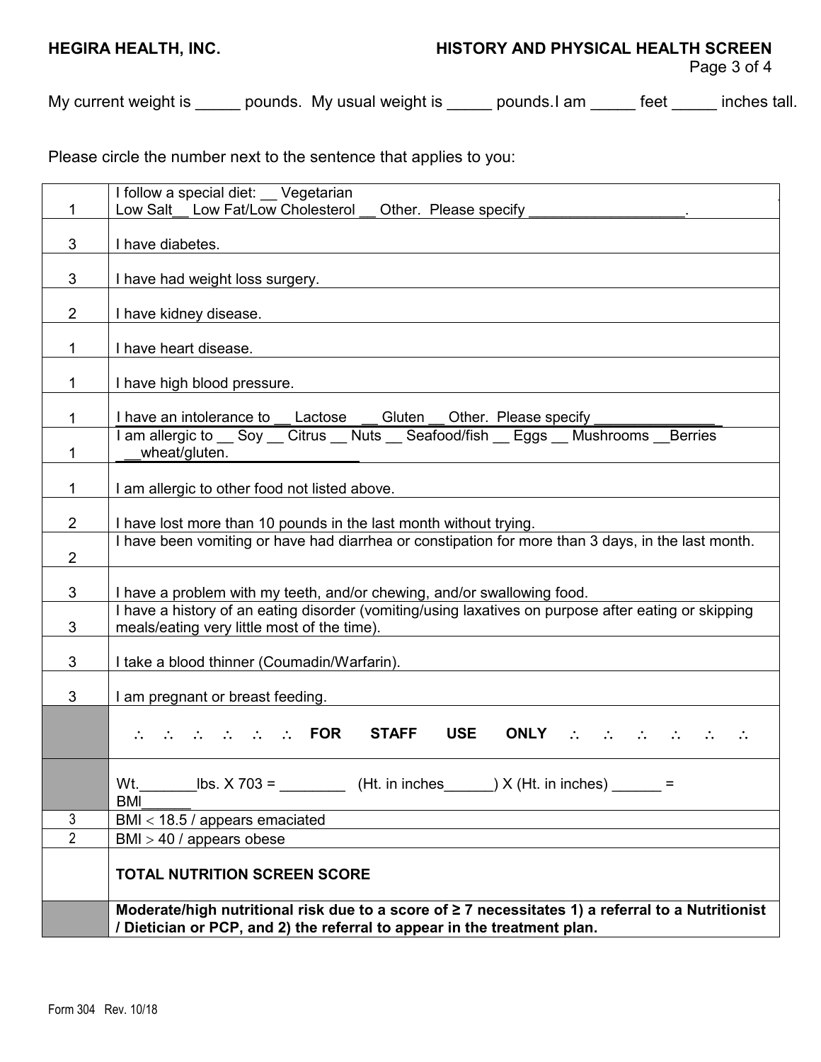**HEGIRA HEALTH, INC.** **HISTORY AND PHYSICAL HEALTH SCREEN**

My current weight is _____ pounds. My usual weight is _____ pounds.I am _____ feet _____ inches tall.

Please circle the number next to the sentence that applies to you:

| | |
|---|---|
| 1 | I follow a special diet: __ Vegetarian Low Salt__ Low Fat/Low Cholesterol __ Other. Please specify __________________. |
| 3 | I have diabetes. |
| 3 | I have had weight loss surgery. |
| 2 | I have kidney disease. |
| 1 | I have heart disease. |
| 1 | I have high blood pressure. |
| 1 | I have an intolerance to __ Lactose __ Gluten __ Other. Please specify _______________ |
| 1 | I am allergic to __ Soy __ Citrus __ Nuts __ Seafood/fish __ Eggs __ Mushrooms __Berries __wheat/gluten. |
| 1 | I am allergic to other food not listed above. |
| 2 | I have lost more than 10 pounds in the last month without trying. |
| 2 | I have been vomiting or have had diarrhea or constipation for more than 3 days, in the last month. |
| 3 | I have a problem with my teeth, and/or chewing, and/or swallowing food. |
| 3 | I have a history of an eating disorder (vomiting/using laxatives on purpose after eating or skipping meals/eating very little most of the time). |
| 3 | I take a blood thinner (Coumadin/Warfarin). |
| 3 | I am pregnant or breast feeding. |
| | ∴ ∴ ∴ ∴ ∴ ∴ **FOR STAFF USE ONLY** ∴ ∴ ∴ ∴ ∴ ∴ |
| | Wt._______lbs. X 703 = ________ (Ht. in inches______) X (Ht. in inches) ______ = BMI______ |
| 3 | BMI < 18.5 / appears emaciated |
| 2 | BMI > 40 / appears obese |
| | **TOTAL NUTRITION SCREEN SCORE** |
| | **Moderate/high nutritional risk due to a score of ≥ 7 necessitates 1) a referral to a Nutritionist / Dietician or PCP, and 2) the referral to appear in the treatment plan.** |

Form 304 Rev. 10/18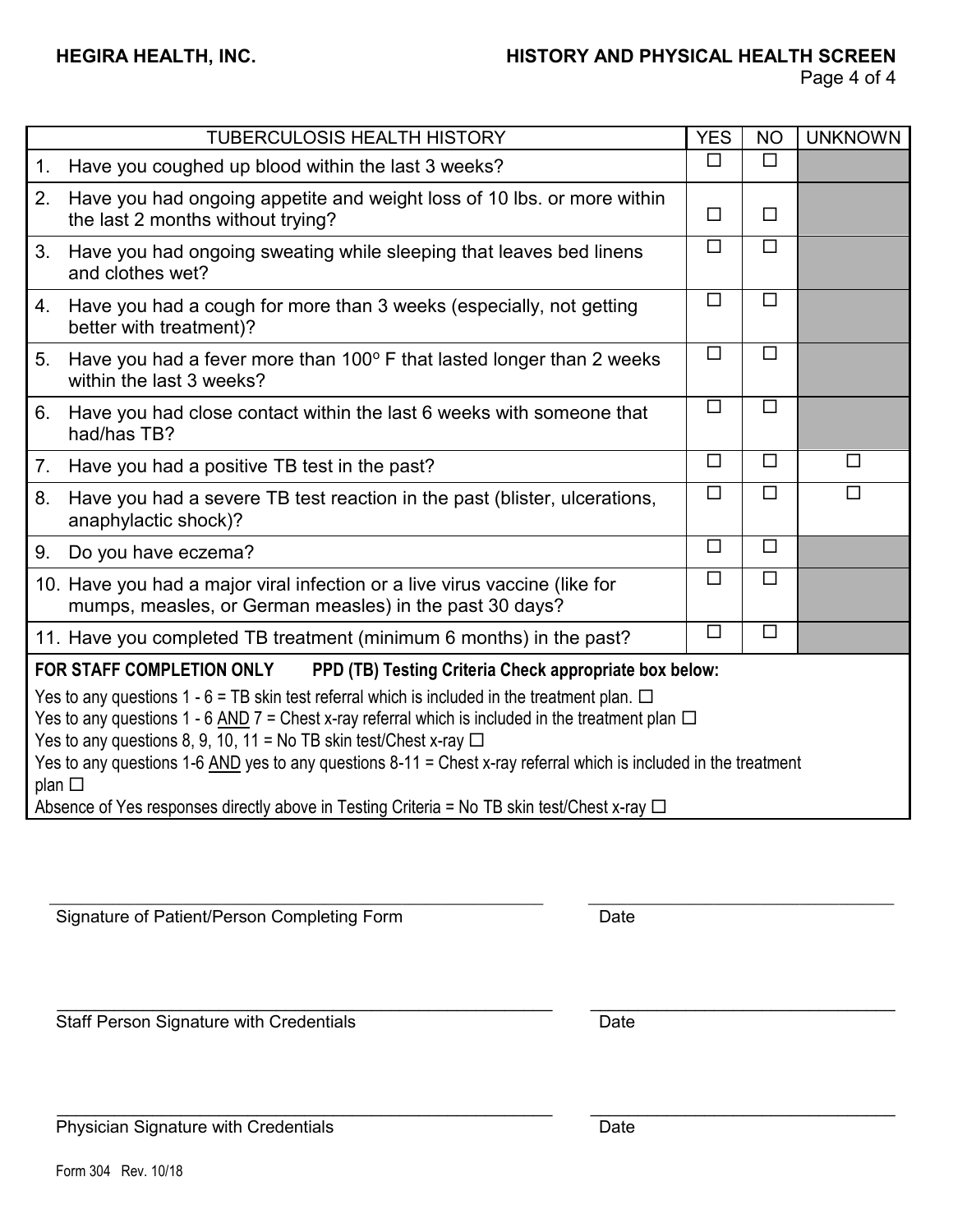| TUBERCULOSIS HEALTH HISTORY | YES | NO | UNKNOWN |
|---|---|---|---|
| 1. Have you coughed up blood within the last 3 weeks? | ☐ | ☐ | |
| 2. Have you had ongoing appetite and weight loss of 10 lbs. or more within the last 2 months without trying? | ☐ | ☐ | |
| 3. Have you had ongoing sweating while sleeping that leaves bed linens and clothes wet? | ☐ | ☐ | |
| 4. Have you had a cough for more than 3 weeks (especially, not getting better with treatment)? | ☐ | ☐ | |
| 5. Have you had a fever more than 100° F that lasted longer than 2 weeks within the last 3 weeks? | ☐ | ☐ | |
| 6. Have you had close contact within the last 6 weeks with someone that had/has TB? | ☐ | ☐ | |
| 7. Have you had a positive TB test in the past? | ☐ | ☐ | ☐ |
| 8. Have you had a severe TB test reaction in the past (blister, ulcerations, anaphylactic shock)? | ☐ | ☐ | ☐ |
| 9. Do you have eczema? | ☐ | ☐ | |
| 10. Have you had a major viral infection or a live virus vaccine (like for mumps, measles, or German measles) in the past 30 days? | ☐ | ☐ | |
| 11. Have you completed TB treatment (minimum 6 months) in the past? | ☐ | ☐ | |

**FOR STAFF COMPLETION ONLY PPD (TB) Testing Criteria Check appropriate box below:**

Yes to any questions 1 - 6 = TB skin test referral which is included in the treatment plan. ☐

Yes to any questions 1 - 6 AND 7 = Chest x-ray referral which is included in the treatment plan ☐

Yes to any questions 8, 9, 10, 11 = No TB skin test/Chest x-ray ☐

Yes to any questions 1-6 AND yes to any questions 8-11 = Chest x-ray referral which is included in the treatment plan ☐

Absence of Yes responses directly above in Testing Criteria = No TB skin test/Chest x-ray ☐

\_\_\_\_\_\_\_\_\_\_\_\_\_\_\_\_\_\_\_\_\_\_\_\_\_\_\_\_\_\_\_\_\_\_\_\_\_\_\_\_ \_\_\_\_\_\_\_\_\_\_\_\_\_\_\_\_\_\_\_\_\_\_\_\_

Signature of Patient/Person Completing Form Date

\_\_\_\_\_\_\_\_\_\_\_\_\_\_\_\_\_\_\_\_\_\_\_\_\_\_\_\_\_\_\_\_\_\_\_\_\_\_\_\_ \_\_\_\_\_\_\_\_\_\_\_\_\_\_\_\_\_\_\_\_\_\_\_\_

Staff Person Signature with Credentials Date

\_\_\_\_\_\_\_\_\_\_\_\_\_\_\_\_\_\_\_\_\_\_\_\_\_\_\_\_\_\_\_\_\_\_\_\_\_\_\_\_ \_\_\_\_\_\_\_\_\_\_\_\_\_\_\_\_\_\_\_\_\_\_\_\_

Physician Signature with Credentials Date

Form 304 Rev. 10/18